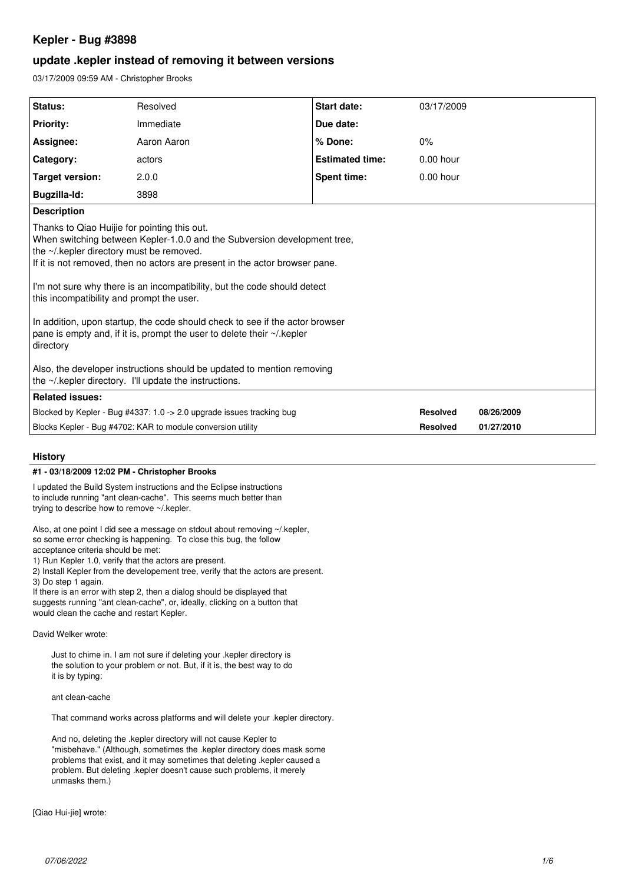# Kepler - Bug #3898

## update .kepler instead of removing it between versions

03/17/2009 09:59 AM - Christopher Brooks

| **Status:** | Resolved | **Start date:** | 03/17/2009 |
|---|---|---|---|
| **Priority:** | Immediate | **Due date:** | |
| **Assignee:** | Aaron Aaron | **% Done:** | 0% |
| **Category:** | actors | **Estimated time:** | 0.00 hour |
| **Target version:** | 2.0.0 | **Spent time:** | 0.00 hour |
| **Bugzilla-Id:** | 3898 | | |

**Description**

Thanks to Qiao Huijie for pointing this out.
When switching between Kepler-1.0.0 and the Subversion development tree,
the ~/.kepler directory must be removed.
If it is not removed, then no actors are present in the actor browser pane.

I'm not sure why there is an incompatibility, but the code should detect
this incompatibility and prompt the user.

In addition, upon startup, the code should check to see if the actor browser
pane is empty and, if it is, prompt the user to delete their ~/.kepler
directory

Also, the developer instructions should be updated to mention removing
the ~/.kepler directory. I'll update the instructions.

**Related issues:**

| | | |
|---|---|---|
| Blocked by Kepler - Bug #4337: 1.0 -> 2.0 upgrade issues tracking bug | **Resolved** | **08/26/2009** |
| Blocks Kepler - Bug #4702: KAR to module conversion utility | **Resolved** | **01/27/2010** |

### History

#### #1 - 03/18/2009 12:02 PM - Christopher Brooks

I updated the Build System instructions and the Eclipse instructions
to include running "ant clean-cache". This seems much better than
trying to describe how to remove ~/.kepler.

Also, at one point I did see a message on stdout about removing ~/.kepler,
so some error checking is happening. To close this bug, the follow
acceptance criteria should be met:
1) Run Kepler 1.0, verify that the actors are present.
2) Install Kepler from the developement tree, verify that the actors are present.
3) Do step 1 again.
If there is an error with step 2, then a dialog should be displayed that
suggests running "ant clean-cache", or, ideally, clicking on a button that
would clean the cache and restart Kepler.

David Welker wrote:

> Just to chime in. I am not sure if deleting your .kepler directory is
> the solution to your problem or not. But, if it is, the best way to do
> it is by typing:
>
> ant clean-cache
>
> That command works across platforms and will delete your .kepler directory.
>
> And no, deleting the .kepler directory will not cause Kepler to
> "misbehave." (Although, sometimes the .kepler directory does mask some
> problems that exist, and it may sometimes that deleting .kepler caused a
> problem. But deleting .kepler doesn't cause such problems, it merely
> unmasks them.)

[Qiao Hui-jie] wrote: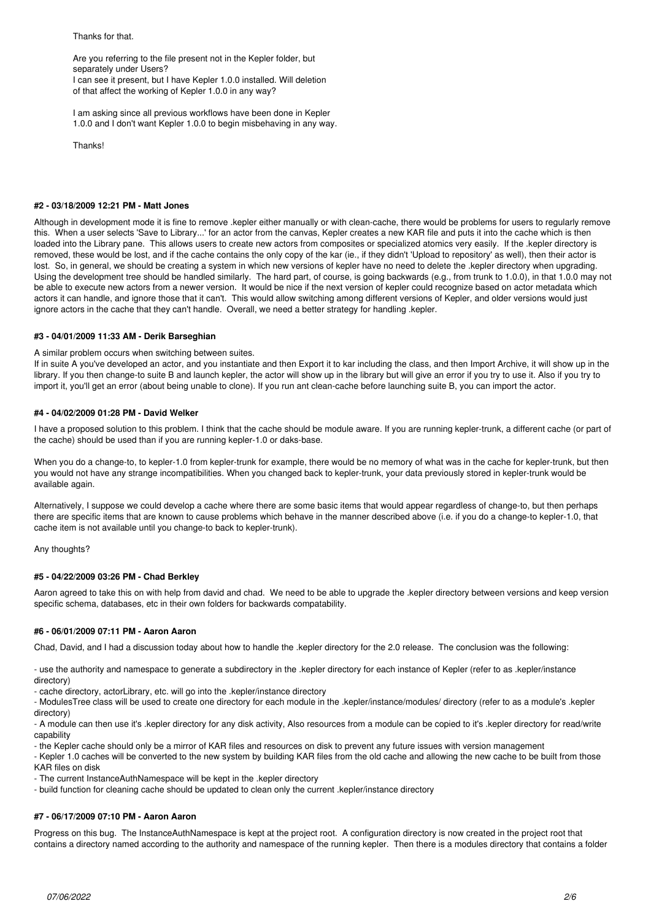Thanks for that.

Are you referring to the file present not in the Kepler folder, but separately under Users?
I can see it present, but I have Kepler 1.0.0 installed. Will deletion of that affect the working of Kepler 1.0.0 in any way?

I am asking since all previous workflows have been done in Kepler 1.0.0 and I don't want Kepler 1.0.0 to begin misbehaving in any way.

Thanks!

#### #2 - 03/18/2009 12:21 PM - Matt Jones

Although in development mode it is fine to remove .kepler either manually or with clean-cache, there would be problems for users to regularly remove this. When a user selects 'Save to Library...' for an actor from the canvas, Kepler creates a new KAR file and puts it into the cache which is then loaded into the Library pane. This allows users to create new actors from composites or specialized atomics very easily. If the .kepler directory is removed, these would be lost, and if the cache contains the only copy of the kar (ie., if they didn't 'Upload to repository' as well), then their actor is lost. So, in general, we should be creating a system in which new versions of kepler have no need to delete the .kepler directory when upgrading. Using the development tree should be handled similarly. The hard part, of course, is going backwards (e.g., from trunk to 1.0.0), in that 1.0.0 may not be able to execute new actors from a newer version. It would be nice if the next version of kepler could recognize based on actor metadata which actors it can handle, and ignore those that it can't. This would allow switching among different versions of Kepler, and older versions would just ignore actors in the cache that they can't handle. Overall, we need a better strategy for handling .kepler.

#### #3 - 04/01/2009 11:33 AM - Derik Barseghian

A similar problem occurs when switching between suites.
If in suite A you've developed an actor, and you instantiate and then Export it to kar including the class, and then Import Archive, it will show up in the library. If you then change-to suite B and launch kepler, the actor will show up in the library but will give an error if you try to use it. Also if you try to import it, you'll get an error (about being unable to clone). If you run ant clean-cache before launching suite B, you can import the actor.

#### #4 - 04/02/2009 01:28 PM - David Welker

I have a proposed solution to this problem. I think that the cache should be module aware. If you are running kepler-trunk, a different cache (or part of the cache) should be used than if you are running kepler-1.0 or daks-base.

When you do a change-to, to kepler-1.0 from kepler-trunk for example, there would be no memory of what was in the cache for kepler-trunk, but then you would not have any strange incompatibilities. When you changed back to kepler-trunk, your data previously stored in kepler-trunk would be available again.

Alternatively, I suppose we could develop a cache where there are some basic items that would appear regardless of change-to, but then perhaps there are specific items that are known to cause problems which behave in the manner described above (i.e. if you do a change-to kepler-1.0, that cache item is not available until you change-to back to kepler-trunk).

Any thoughts?

#### #5 - 04/22/2009 03:26 PM - Chad Berkley

Aaron agreed to take this on with help from david and chad. We need to be able to upgrade the .kepler directory between versions and keep version specific schema, databases, etc in their own folders for backwards compatability.

#### #6 - 06/01/2009 07:11 PM - Aaron Aaron

Chad, David, and I had a discussion today about how to handle the .kepler directory for the 2.0 release. The conclusion was the following:

- use the authority and namespace to generate a subdirectory in the .kepler directory for each instance of Kepler (refer to as .kepler/instance directory)
- cache directory, actorLibrary, etc. will go into the .kepler/instance directory
- ModulesTree class will be used to create one directory for each module in the .kepler/instance/modules/ directory (refer to as a module's .kepler directory)
- A module can then use it's .kepler directory for any disk activity, Also resources from a module can be copied to it's .kepler directory for read/write capability
- the Kepler cache should only be a mirror of KAR files and resources on disk to prevent any future issues with version management
- Kepler 1.0 caches will be converted to the new system by building KAR files from the old cache and allowing the new cache to be built from those KAR files on disk
- The current InstanceAuthNamespace will be kept in the .kepler directory
- build function for cleaning cache should be updated to clean only the current .kepler/instance directory

#### #7 - 06/17/2009 07:10 PM - Aaron Aaron

Progress on this bug. The InstanceAuthNamespace is kept at the project root. A configuration directory is now created in the project root that contains a directory named according to the authority and namespace of the running kepler. Then there is a modules directory that contains a folder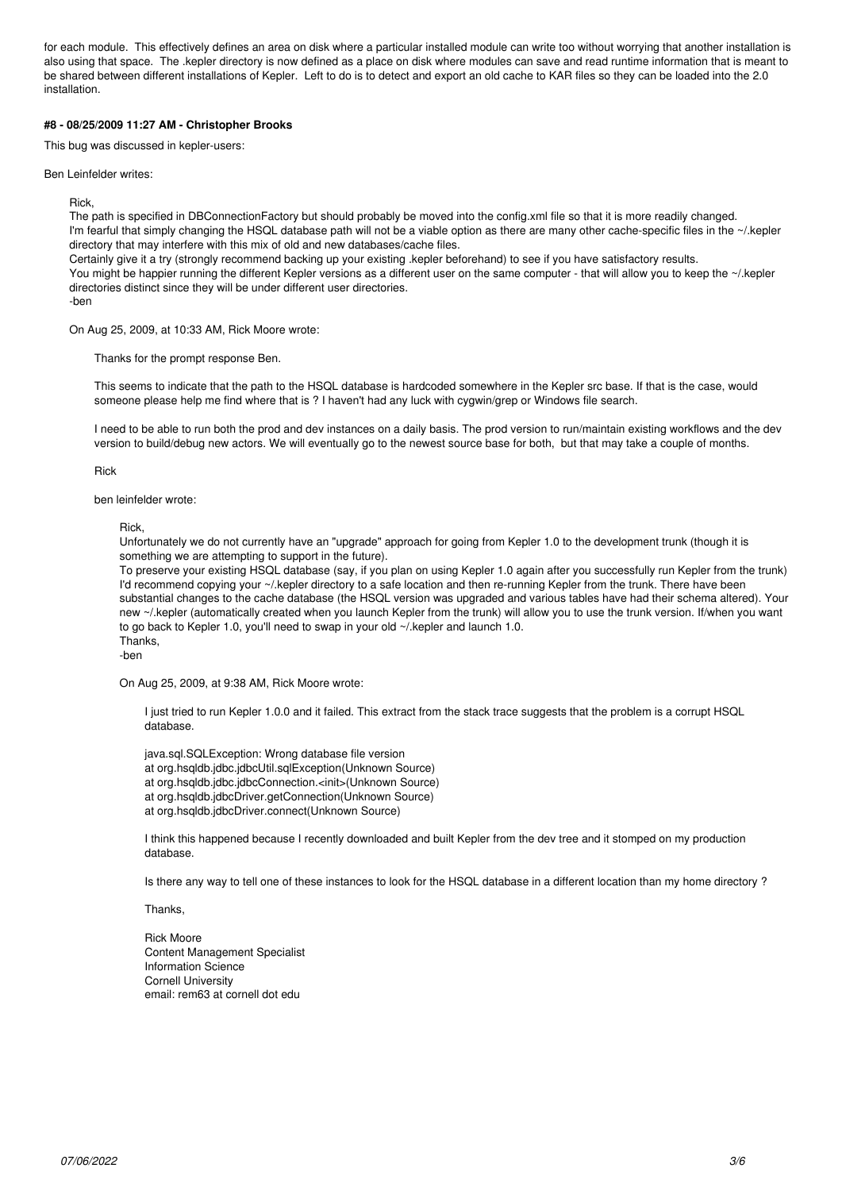for each module. This effectively defines an area on disk where a particular installed module can write too without worrying that another installation is also using that space. The .kepler directory is now defined as a place on disk where modules can save and read runtime information that is meant to be shared between different installations of Kepler. Left to do is to detect and export an old cache to KAR files so they can be loaded into the 2.0 installation.

#### #8 - 08/25/2009 11:27 AM - Christopher Brooks

This bug was discussed in kepler-users:

Ben Leinfelder writes:

> Rick,
> The path is specified in DBConnectionFactory but should probably be moved into the config.xml file so that it is more readily changed.
> I'm fearful that simply changing the HSQL database path will not be a viable option as there are many other cache-specific files in the ~/.kepler directory that may interfere with this mix of old and new databases/cache files.
> Certainly give it a try (strongly recommend backing up your existing .kepler beforehand) to see if you have satisfactory results.
> You might be happier running the different Kepler versions as a different user on the same computer - that will allow you to keep the ~/.kepler directories distinct since they will be under different user directories.
> -ben
>
> On Aug 25, 2009, at 10:33 AM, Rick Moore wrote:
>
>> Thanks for the prompt response Ben.
>>
>> This seems to indicate that the path to the HSQL database is hardcoded somewhere in the Kepler src base. If that is the case, would someone please help me find where that is ? I haven't had any luck with cygwin/grep or Windows file search.
>>
>> I need to be able to run both the prod and dev instances on a daily basis. The prod version to run/maintain existing workflows and the dev version to build/debug new actors. We will eventually go to the newest source base for both, but that may take a couple of months.
>>
>> Rick
>>
>> ben leinfelder wrote:
>>
>>> Rick,
>>> Unfortunately we do not currently have an "upgrade" approach for going from Kepler 1.0 to the development trunk (though it is something we are attempting to support in the future).
>>> To preserve your existing HSQL database (say, if you plan on using Kepler 1.0 again after you successfully run Kepler from the trunk) I'd recommend copying your ~/.kepler directory to a safe location and then re-running Kepler from the trunk. There have been substantial changes to the cache database (the HSQL version was upgraded and various tables have had their schema altered). Your new ~/.kepler (automatically created when you launch Kepler from the trunk) will allow you to use the trunk version. If/when you want to go back to Kepler 1.0, you'll need to swap in your old ~/.kepler and launch 1.0.
>>> Thanks,
>>> -ben
>>>
>>> On Aug 25, 2009, at 9:38 AM, Rick Moore wrote:
>>>
>>>> I just tried to run Kepler 1.0.0 and it failed. This extract from the stack trace suggests that the problem is a corrupt HSQL database.
>>>>
>>>> java.sql.SQLException: Wrong database file version
>>>> at org.hsqldb.jdbc.jdbcUtil.sqlException(Unknown Source)
>>>> at org.hsqldb.jdbc.jdbcConnection.<init>(Unknown Source)
>>>> at org.hsqldb.jdbcDriver.getConnection(Unknown Source)
>>>> at org.hsqldb.jdbcDriver.connect(Unknown Source)
>>>>
>>>> I think this happened because I recently downloaded and built Kepler from the dev tree and it stomped on my production database.
>>>>
>>>> Is there any way to tell one of these instances to look for the HSQL database in a different location than my home directory ?
>>>>
>>>> Thanks,
>>>>
>>>> Rick Moore
>>>> Content Management Specialist
>>>> Information Science
>>>> Cornell University
>>>> email: rem63 at cornell dot edu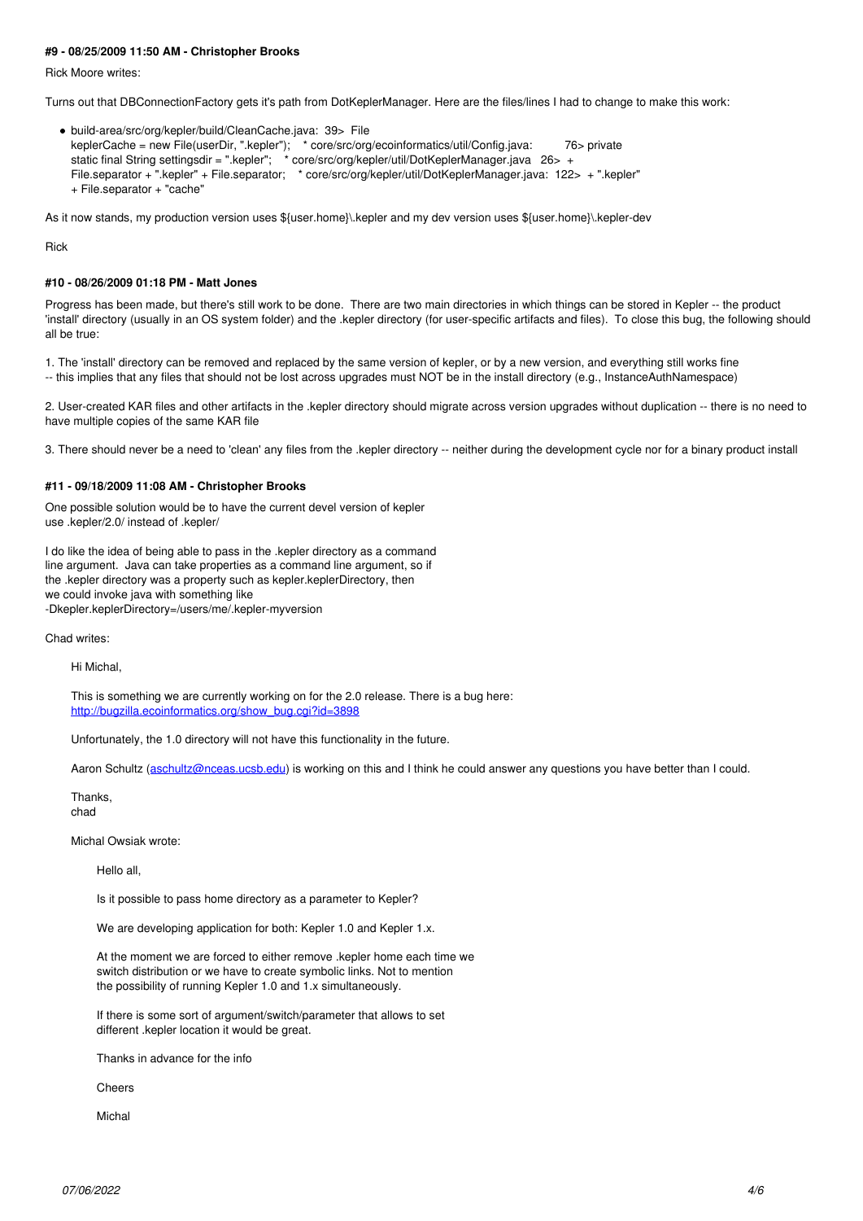#### #9 - 08/25/2009 11:50 AM - Christopher Brooks

Rick Moore writes:

Turns out that DBConnectionFactory gets it's path from DotKeplerManager. Here are the files/lines I had to change to make this work:

- build-area/src/org/kepler/build/CleanCache.java: 39> File keplerCache = new File(userDir, ".kepler"); * core/src/org/ecoinformatics/util/Config.java: 76> private static final String settingsdir = ".kepler"; * core/src/org/kepler/util/DotKeplerManager.java 26> + File.separator + ".kepler" + File.separator; * core/src/org/kepler/util/DotKeplerManager.java: 122> + ".kepler" + File.separator + "cache"

As it now stands, my production version uses ${user.home}\.kepler and my dev version uses ${user.home}\.kepler-dev

Rick

#### #10 - 08/26/2009 01:18 PM - Matt Jones

Progress has been made, but there's still work to be done. There are two main directories in which things can be stored in Kepler -- the product 'install' directory (usually in an OS system folder) and the .kepler directory (for user-specific artifacts and files). To close this bug, the following should all be true:

1. The 'install' directory can be removed and replaced by the same version of kepler, or by a new version, and everything still works fine
-- this implies that any files that should not be lost across upgrades must NOT be in the install directory (e.g., InstanceAuthNamespace)

2. User-created KAR files and other artifacts in the .kepler directory should migrate across version upgrades without duplication -- there is no need to have multiple copies of the same KAR file

3. There should never be a need to 'clean' any files from the .kepler directory -- neither during the development cycle nor for a binary product install

#### #11 - 09/18/2009 11:08 AM - Christopher Brooks

One possible solution would be to have the current devel version of kepler
use .kepler/2.0/ instead of .kepler/

I do like the idea of being able to pass in the .kepler directory as a command
line argument. Java can take properties as a command line argument, so if
the .kepler directory was a property such as kepler.keplerDirectory, then
we could invoke java with something like
-Dkepler.keplerDirectory=/users/me/.kepler-myversion

Chad writes:

> Hi Michal,
>
> This is something we are currently working on for the 2.0 release. There is a bug here:
> http://bugzilla.ecoinformatics.org/show_bug.cgi?id=3898
>
> Unfortunately, the 1.0 directory will not have this functionality in the future.
>
> Aaron Schultz (aschultz@nceas.ucsb.edu) is working on this and I think he could answer any questions you have better than I could.
>
> Thanks,
> chad
>
> Michal Owsiak wrote:
>
>> Hello all,
>>
>> Is it possible to pass home directory as a parameter to Kepler?
>>
>> We are developing application for both: Kepler 1.0 and Kepler 1.x.
>>
>> At the moment we are forced to either remove .kepler home each time we
>> switch distribution or we have to create symbolic links. Not to mention
>> the possibility of running Kepler 1.0 and 1.x simultaneously.
>>
>> If there is some sort of argument/switch/parameter that allows to set
>> different .kepler location it would be great.
>>
>> Thanks in advance for the info
>>
>> Cheers
>>
>> Michal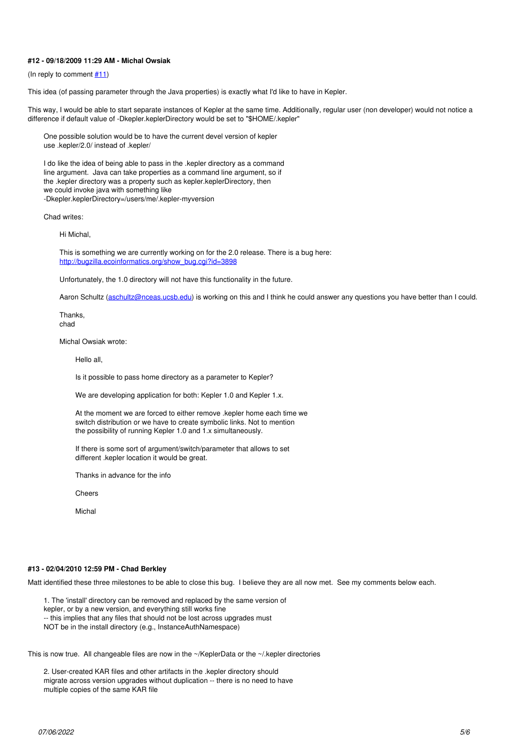#### #12 - 09/18/2009 11:29 AM - Michal Owsiak

(In reply to comment [#11](#11))

This idea (of passing parameter through the Java properties) is exactly what I'd like to have in Kepler.

This way, I would be able to start separate instances of Kepler at the same time. Additionally, regular user (non developer) would not notice a difference if default value of -Dkepler.keplerDirectory would be set to "$HOME/.kepler"

> One possible solution would be to have the current devel version of kepler
> use .kepler/2.0/ instead of .kepler/
>
> I do like the idea of being able to pass in the .kepler directory as a command
> line argument. Java can take properties as a command line argument, so if
> the .kepler directory was a property such as kepler.keplerDirectory, then
> we could invoke java with something like
> -Dkepler.keplerDirectory=/users/me/.kepler-myversion
>
> Chad writes:
>
> > Hi Michal,
> >
> > This is something we are currently working on for the 2.0 release. There is a bug here:
> > [http://bugzilla.ecoinformatics.org/show_bug.cgi?id=3898](http://bugzilla.ecoinformatics.org/show_bug.cgi?id=3898)
> >
> > Unfortunately, the 1.0 directory will not have this functionality in the future.
> >
> > Aaron Schultz ([aschultz@nceas.ucsb.edu](mailto:aschultz@nceas.ucsb.edu)) is working on this and I think he could answer any questions you have better than I could.
> >
> > Thanks,
> > chad
> >
> > Michal Owsiak wrote:
> >
> > > Hello all,
> > >
> > > Is it possible to pass home directory as a parameter to Kepler?
> > >
> > > We are developing application for both: Kepler 1.0 and Kepler 1.x.
> > >
> > > At the moment we are forced to either remove .kepler home each time we
> > > switch distribution or we have to create symbolic links. Not to mention
> > > the possibility of running Kepler 1.0 and 1.x simultaneously.
> > >
> > > If there is some sort of argument/switch/parameter that allows to set
> > > different .kepler location it would be great.
> > >
> > > Thanks in advance for the info
> > >
> > > Cheers
> > >
> > > Michal

#### #13 - 02/04/2010 12:59 PM - Chad Berkley

Matt identified these three milestones to be able to close this bug. I believe they are all now met. See my comments below each.

> 1. The 'install' directory can be removed and replaced by the same version of
> kepler, or by a new version, and everything still works fine
> -- this implies that any files that should not be lost across upgrades must
> NOT be in the install directory (e.g., InstanceAuthNamespace)

This is now true. All changeable files are now in the ~/KeplerData or the ~/.kepler directories

> 2. User-created KAR files and other artifacts in the .kepler directory should
> migrate across version upgrades without duplication -- there is no need to have
> multiple copies of the same KAR file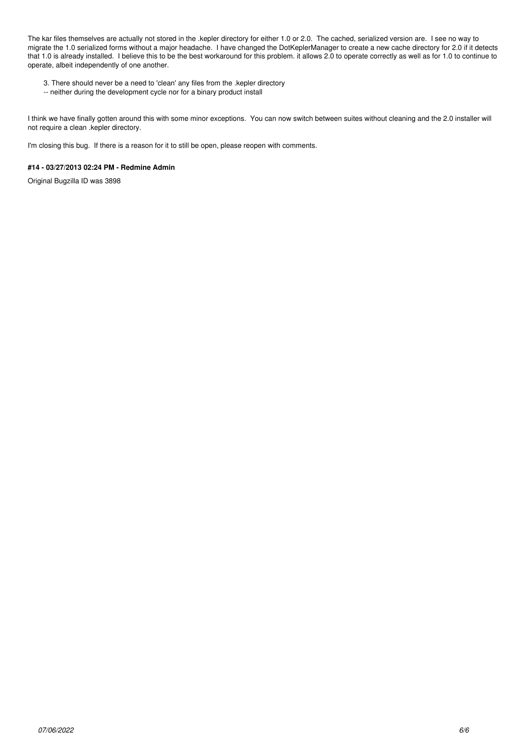The kar files themselves are actually not stored in the .kepler directory for either 1.0 or 2.0. The cached, serialized version are. I see no way to migrate the 1.0 serialized forms without a major headache. I have changed the DotKeplerManager to create a new cache directory for 2.0 if it detects that 1.0 is already installed. I believe this to be the best workaround for this problem. it allows 2.0 to operate correctly as well as for 1.0 to continue to operate, albeit independently of one another.

3. There should never be a need to 'clean' any files from the .kepler directory
-- neither during the development cycle nor for a binary product install

I think we have finally gotten around this with some minor exceptions. You can now switch between suites without cleaning and the 2.0 installer will not require a clean .kepler directory.

I'm closing this bug. If there is a reason for it to still be open, please reopen with comments.

#### #14 - 03/27/2013 02:24 PM - Redmine Admin

Original Bugzilla ID was 3898